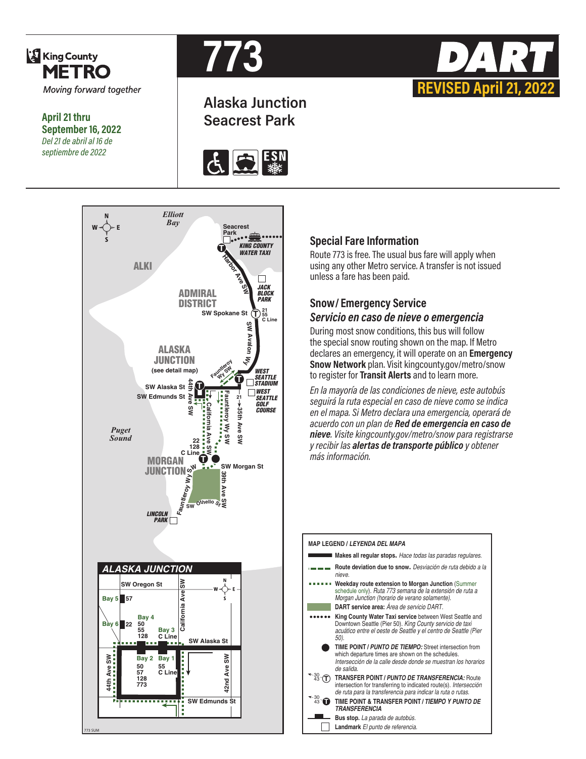King County METRO

*Moving forward together*

**April 21 thru September 16, 2022**

*Del 21 de abril al 16 de septiembre de 2022*

# 773

# DART

**REVISED April 21, 2022**

## Alaska Junction
## Seacrest Park

## Special Fare Information

Route 773 is free. The usual bus fare will apply when using any other Metro service. A transfer is not issued unless a fare has been paid.

## Snow/Emergency Service
## *Servicio en caso de nieve o emergencia*

During most snow conditions, this bus will follow the special snow routing shown on the map. If Metro declares an emergency, it will operate on an **Emergency Snow Network** plan. Visit kingcounty.gov/metro/snow to register for **Transit Alerts** and to learn more.

*En la mayoría de las condiciones de nieve, este autobús seguirá la ruta especial en caso de nieve como se indica en el mapa. Si Metro declara una emergencia, operará de acuerdo con un plan de* ***Red de emergencia en caso de nieve****. Visite kingcounty.gov/metro/snow para registrarse y recibir las* ***alertas de transporte público*** *y obtener más información.*

MAP LEGEND / *LEYENDA DEL MAPA*

- **Makes all regular stops.** *Hace todas las paradas regulares.*
- **Route deviation due to snow.** *Desviación de ruta debido a la nieve.*
- **Weekday route extension to Morgan Junction** (Summer schedule only). *Ruta 773 semana de la extensión de ruta a Morgan Junction (horario de verano solamente).*
- **DART service area:** *Área de servicio DART.*
- **King County Water Taxi service** between West Seattle and Downtown Seattle (Pier 50). *King County servicio de taxi acuático entre el oeste de Seattle y el centro de Seattle (Pier 50).*
- **TIME POINT /** ***PUNTO DE TIEMPO:*** Street intersection from which departure times are shown on the schedules. *Intersección de la calle desde donde se muestran los horarios de salida.*
- **TRANSFER POINT /** ***PUNTO DE TRANSFERENCIA:*** Route intersection for transferring to indicated route(s). *Intersección de ruta para la transferencia para indicar la ruta o rutas.*
- **TIME POINT & TRANSFER POINT /** ***TIEMPO Y PUNTO DE TRANSFERENCIA***
- **Bus stop.** *La parada de autobús.*
- **Landmark** *El punto de referencia.*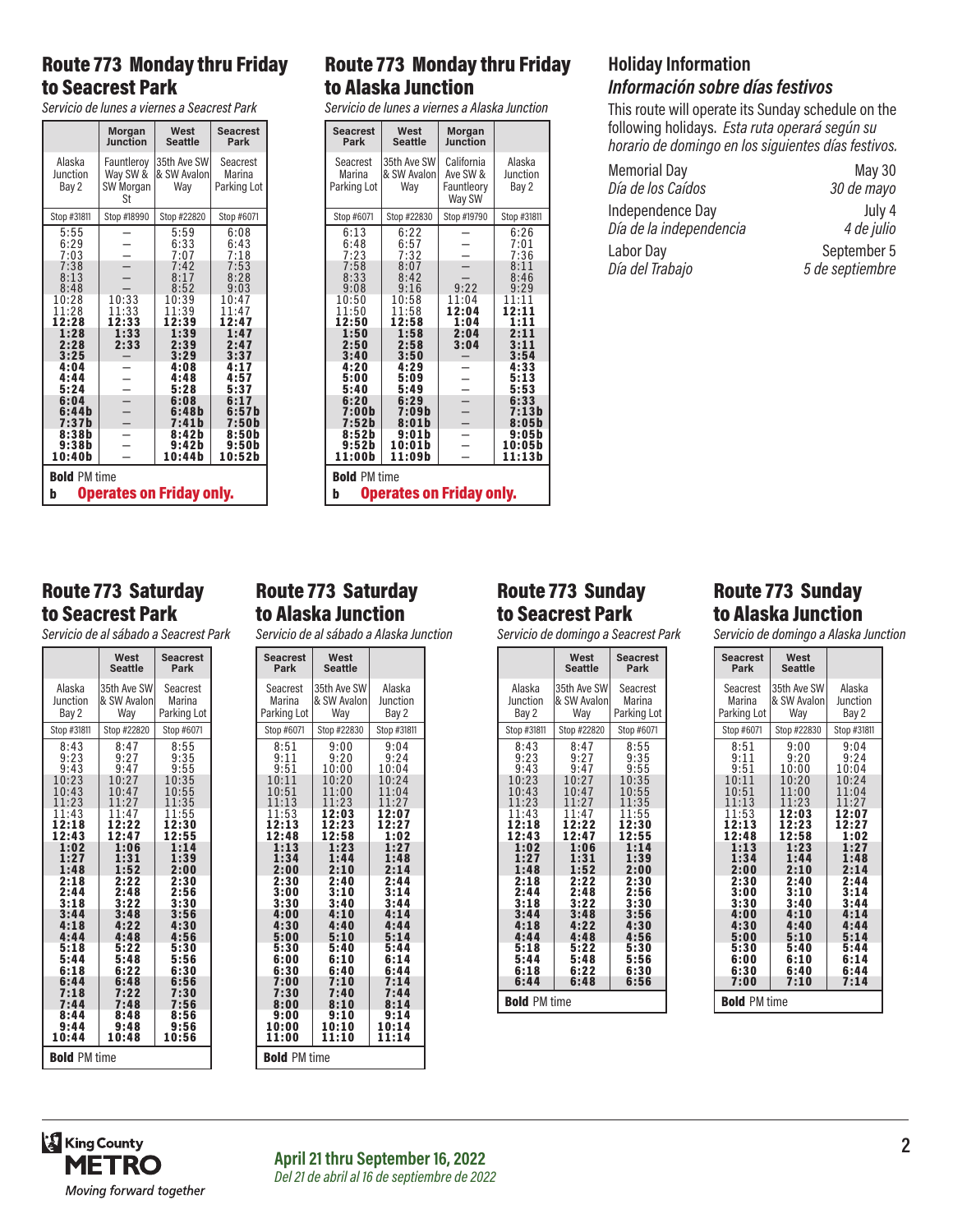## Route 773 Monday thru Friday to Seacrest Park

*Servicio de lunes a viernes a Seacrest Park*

| | Morgan Junction | West Seattle | Seacrest Park |
|---|---|---|---|
| Alaska Junction Bay 2 | Fauntleroy Way SW & SW Morgan St | 35th Ave SW & SW Avalon Way | Seacrest Marina Parking Lot |
| Stop #31811 | Stop #18990 | Stop #22820 | Stop #6071 |
| 5:55 | – | 5:59 | 6:08 |
| 6:29 | – | 6:33 | 6:43 |
| 7:03 | – | 7:07 | 7:18 |
| 7:38 | – | 7:42 | 7:53 |
| 8:13 | – | 8:17 | 8:28 |
| 8:48 | – | 8:52 | 9:03 |
| 10:28 | 10:33 | 10:39 | 10:47 |
| 11:28 | 11:33 | 11:39 | 11:47 |
| **12:28** | **12:33** | **12:39** | **12:47** |
| **1:28** | **1:33** | **1:39** | **1:47** |
| **2:28** | **2:33** | **2:39** | **2:47** |
| **3:25** | – | **3:29** | **3:37** |
| **4:04** | – | **4:08** | **4:17** |
| **4:44** | – | **4:48** | **4:57** |
| **5:24** | – | **5:28** | **5:37** |
| **6:04** | – | **6:08** | **6:17** |
| **6:44b** | – | **6:48b** | **6:57b** |
| **7:37b** | – | **7:41b** | **7:50b** |
| **8:38b** | – | **8:42b** | **8:50b** |
| **9:38b** | – | **9:42b** | **9:50b** |
| **10:40b** | – | **10:44b** | **10:52b** |

**Bold** PM time

**b** **Operates on Friday only.**

## Route 773 Monday thru Friday to Alaska Junction

*Servicio de lunes a viernes a Alaska Junction*

| Seacrest Park | West Seattle | Morgan Junction | |
|---|---|---|---|
| Seacrest Marina Parking Lot | 35th Ave SW & SW Avalon Way | California Ave SW & Fauntleroy Way SW | Alaska Junction Bay 2 |
| Stop #6071 | Stop #22830 | Stop #19790 | Stop #31811 |
| 6:13 | 6:22 | – | 6:26 |
| 6:48 | 6:57 | – | 7:01 |
| 7:23 | 7:32 | – | 7:36 |
| 7:58 | 8:07 | – | 8:11 |
| 8:33 | 8:42 | – | 8:46 |
| 9:08 | 9:16 | 9:22 | 9:29 |
| 10:50 | 10:58 | 11:04 | 11:11 |
| 11:50 | 11:58 | **12:04** | **12:11** |
| **12:50** | **12:58** | **1:04** | **1:11** |
| **1:50** | **1:58** | **2:04** | **2:11** |
| **2:50** | **2:58** | **3:04** | **3:11** |
| **3:40** | **3:50** | – | **3:54** |
| **4:20** | **4:29** | – | **4:33** |
| **5:00** | **5:09** | – | **5:13** |
| **5:40** | **5:49** | – | **5:53** |
| **6:20** | **6:29** | – | **6:33** |
| **7:00b** | **7:09b** | – | **7:13b** |
| **7:52b** | **8:01b** | – | **8:05b** |
| **8:52b** | **9:01b** | – | **9:05b** |
| **9:52b** | **10:01b** | – | **10:05b** |
| **11:00b** | **11:09b** | – | **11:13b** |

**Bold** PM time

**b** **Operates on Friday only.**

## Holiday Information
## *Información sobre días festivos*

This route will operate its Sunday schedule on the following holidays. *Esta ruta operará según su horario de domingo en los siguientes días festivos.*

| | |
|---|---|
| Memorial Day *Día de los Caídos* | May 30 *30 de mayo* |
| Independence Day *Día de la independencia* | July 4 *4 de julio* |
| Labor Day *Día del Trabajo* | September 5 *5 de septiembre* |

## Route 773 Saturday to Seacrest Park

*Servicio de al sábado a Seacrest Park*

| | West Seattle | Seacrest Park |
|---|---|---|
| Alaska Junction Bay 2 | 35th Ave SW & SW Avalon Way | Seacrest Marina Parking Lot |
| Stop #31811 | Stop #22820 | Stop #6071 |
| 8:43 | 8:47 | 8:55 |
| 9:23 | 9:27 | 9:35 |
| 9:43 | 9:47 | 9:55 |
| 10:23 | 10:27 | 10:35 |
| 10:43 | 10:47 | 10:55 |
| 11:23 | 11:27 | 11:35 |
| 11:43 | 11:47 | 11:55 |
| **12:18** | **12:22** | **12:30** |
| **12:43** | **12:47** | **12:55** |
| **1:02** | **1:06** | **1:14** |
| **1:27** | **1:31** | **1:39** |
| **1:48** | **1:52** | **2:00** |
| **2:18** | **2:22** | **2:30** |
| **2:44** | **2:48** | **2:56** |
| **3:18** | **3:22** | **3:30** |
| **3:44** | **3:48** | **3:56** |
| **4:18** | **4:22** | **4:30** |
| **4:44** | **4:48** | **4:56** |
| **5:18** | **5:22** | **5:30** |
| **5:44** | **5:48** | **5:56** |
| **6:18** | **6:22** | **6:30** |
| **6:44** | **6:48** | **6:56** |
| **7:18** | **7:22** | **7:30** |
| **7:44** | **7:48** | **7:56** |
| **8:44** | **8:48** | **8:56** |
| **9:44** | **9:48** | **9:56** |
| **10:44** | **10:48** | **10:56** |

**Bold** PM time

## Route 773 Saturday to Alaska Junction

*Servicio de al sábado a Alaska Junction*

| Seacrest Park | West Seattle | |
|---|---|---|
| Seacrest Marina Parking Lot | 35th Ave SW & SW Avalon Way | Alaska Junction Bay 2 |
| Stop #6071 | Stop #22830 | Stop #31811 |
| 8:51 | 9:00 | 9:04 |
| 9:11 | 9:20 | 9:24 |
| 9:51 | 10:00 | 10:04 |
| 10:11 | 10:20 | 10:24 |
| 10:51 | 11:00 | 11:04 |
| 11:13 | 11:23 | 11:27 |
| 11:53 | **12:03** | **12:07** |
| **12:13** | **12:23** | **12:27** |
| **12:48** | **12:58** | **1:02** |
| **1:13** | **1:23** | **1:27** |
| **1:34** | **1:44** | **1:48** |
| **2:00** | **2:10** | **2:14** |
| **2:30** | **2:40** | **2:44** |
| **3:00** | **3:10** | **3:14** |
| **3:30** | **3:40** | **3:44** |
| **4:00** | **4:10** | **4:14** |
| **4:30** | **4:40** | **4:44** |
| **5:00** | **5:10** | **5:14** |
| **5:30** | **5:40** | **5:44** |
| **6:00** | **6:10** | **6:14** |
| **6:30** | **6:40** | **6:44** |
| **7:00** | **7:10** | **7:14** |
| **7:30** | **7:40** | **7:44** |
| **8:00** | **8:10** | **8:14** |
| **9:00** | **9:10** | **9:14** |
| **10:00** | **10:10** | **10:14** |
| **11:00** | **11:10** | **11:14** |

**Bold** PM time

## Route 773 Sunday to Seacrest Park

*Servicio de domingo a Seacrest Park*

| | West Seattle | Seacrest Park |
|---|---|---|
| Alaska Junction Bay 2 | 35th Ave SW & SW Avalon Way | Seacrest Marina Parking Lot |
| Stop #31811 | Stop #22820 | Stop #6071 |
| 8:43 | 8:47 | 8:55 |
| 9:23 | 9:27 | 9:35 |
| 9:43 | 9:47 | 9:55 |
| 10:23 | 10:27 | 10:35 |
| 10:43 | 10:47 | 10:55 |
| 11:23 | 11:27 | 11:35 |
| 11:43 | 11:47 | 11:55 |
| **12:18** | **12:22** | **12:30** |
| **12:43** | **12:47** | **12:55** |
| **1:02** | **1:06** | **1:14** |
| **1:27** | **1:31** | **1:39** |
| **1:48** | **1:52** | **2:00** |
| **2:18** | **2:22** | **2:30** |
| **2:44** | **2:48** | **2:56** |
| **3:18** | **3:22** | **3:30** |
| **3:44** | **3:48** | **3:56** |
| **4:18** | **4:22** | **4:30** |
| **4:44** | **4:48** | **4:56** |
| **5:18** | **5:22** | **5:30** |
| **5:44** | **5:48** | **5:56** |
| **6:18** | **6:22** | **6:30** |
| **6:44** | **6:48** | **6:56** |

**Bold** PM time

## Route 773 Sunday to Alaska Junction

*Servicio de domingo a Alaska Junction*

| Seacrest Park | West Seattle | |
|---|---|---|
| Seacrest Marina Parking Lot | 35th Ave SW & SW Avalon Way | Alaska Junction Bay 2 |
| Stop #6071 | Stop #22830 | Stop #31811 |
| 8:51 | 9:00 | 9:04 |
| 9:11 | 9:20 | 9:24 |
| 9:51 | 10:00 | 10:04 |
| 10:11 | 10:20 | 10:24 |
| 10:51 | 11:00 | 11:04 |
| 11:13 | 11:23 | 11:27 |
| 11:53 | **12:03** | **12:07** |
| **12:13** | **12:23** | **12:27** |
| **12:48** | **12:58** | **1:02** |
| **1:13** | **1:23** | **1:27** |
| **1:34** | **1:44** | **1:48** |
| **2:00** | **2:10** | **2:14** |
| **2:30** | **2:40** | **2:44** |
| **3:00** | **3:10** | **3:14** |
| **3:30** | **3:40** | **3:44** |
| **4:00** | **4:10** | **4:14** |
| **4:30** | **4:40** | **4:44** |
| **5:00** | **5:10** | **5:14** |
| **5:30** | **5:40** | **5:44** |
| **6:00** | **6:10** | **6:14** |
| **6:30** | **6:40** | **6:44** |
| **7:00** | **7:10** | **7:14** |

**Bold** PM time

King County METRO *Moving forward together*

**April 21 thru September 16, 2022**
*Del 21 de abril al 16 de septiembre de 2022*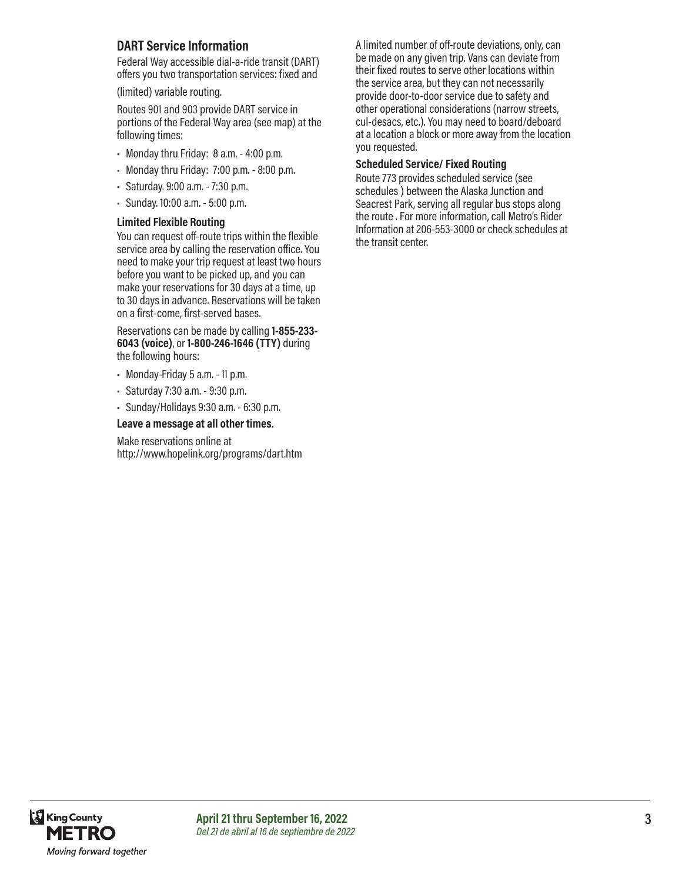## DART Service Information

Federal Way accessible dial-a-ride transit (DART) offers you two transportation services: fixed and

(limited) variable routing.

Routes 901 and 903 provide DART service in portions of the Federal Way area (see map) at the following times:

- Monday thru Friday: 8 a.m. - 4:00 p.m.
- Monday thru Friday: 7:00 p.m. - 8:00 p.m.
- Saturday. 9:00 a.m. - 7:30 p.m.
- Sunday. 10:00 a.m. - 5:00 p.m.

### Limited Flexible Routing

You can request off-route trips within the flexible service area by calling the reservation office. You need to make your trip request at least two hours before you want to be picked up, and you can make your reservations for 30 days at a time, up to 30 days in advance. Reservations will be taken on a first-come, first-served bases.

Reservations can be made by calling **1-855-233-6043 (voice)**, or **1-800-246-1646 (TTY)** during the following hours:

- Monday-Friday 5 a.m. - 11 p.m.
- Saturday 7:30 a.m. - 9:30 p.m.
- Sunday/Holidays 9:30 a.m. - 6:30 p.m.

**Leave a message at all other times.**

Make reservations online at http://www.hopelink.org/programs/dart.htm

A limited number of off-route deviations, only, can be made on any given trip. Vans can deviate from their fixed routes to serve other locations within the service area, but they can not necessarily provide door-to-door service due to safety and other operational considerations (narrow streets, cul-desacs, etc.). You may need to board/deboard at a location a block or more away from the location you requested.

### Scheduled Service/ Fixed Routing

Route 773 provides scheduled service (see schedules ) between the Alaska Junction and Seacrest Park, serving all regular bus stops along the route . For more information, call Metro's Rider Information at 206-553-3000 or check schedules at the transit center.